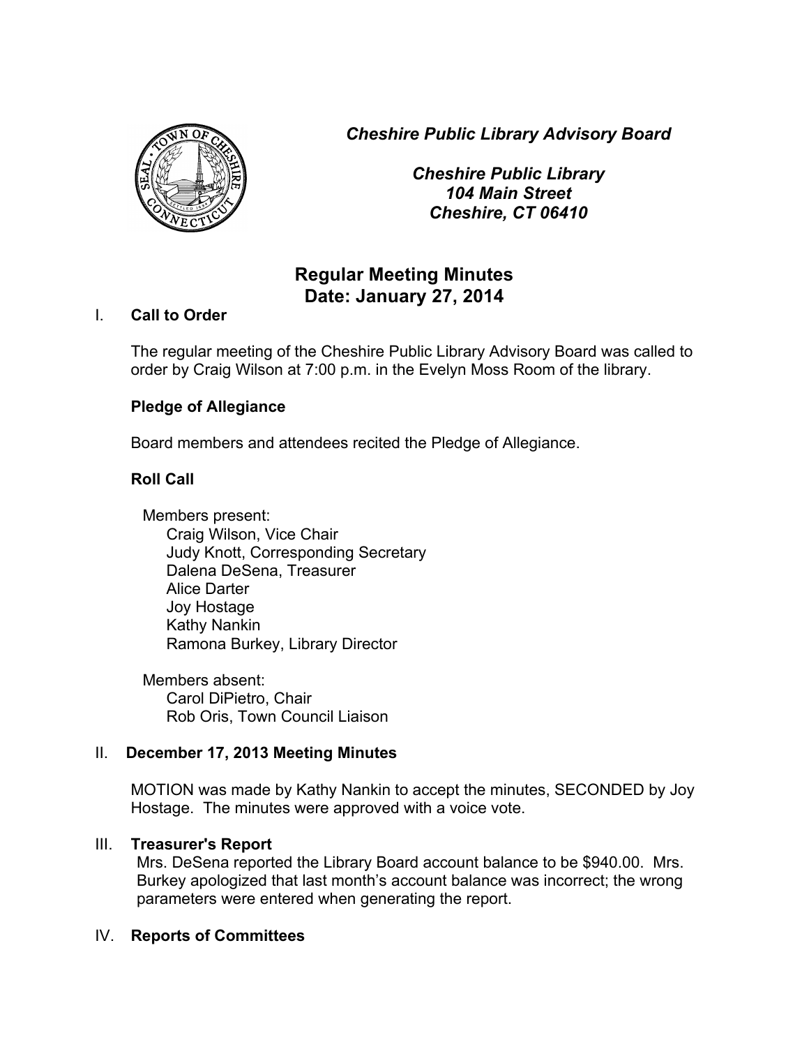*Cheshire Public Library Advisory Board*

*Cheshire Public Library*
*104 Main Street*
*Cheshire, CT 06410*

# Regular Meeting Minutes
# Date: January 27, 2014

## I. Call to Order

The regular meeting of the Cheshire Public Library Advisory Board was called to order by Craig Wilson at 7:00 p.m. in the Evelyn Moss Room of the library.

### Pledge of Allegiance

Board members and attendees recited the Pledge of Allegiance.

### Roll Call

Members present:
- Craig Wilson, Vice Chair
- Judy Knott, Corresponding Secretary
- Dalena DeSena, Treasurer
- Alice Darter
- Joy Hostage
- Kathy Nankin
- Ramona Burkey, Library Director

Members absent:
- Carol DiPietro, Chair
- Rob Oris, Town Council Liaison

## II. December 17, 2013 Meeting Minutes

MOTION was made by Kathy Nankin to accept the minutes, SECONDED by Joy Hostage. The minutes were approved with a voice vote.

## III. Treasurer's Report

Mrs. DeSena reported the Library Board account balance to be $940.00. Mrs. Burkey apologized that last month's account balance was incorrect; the wrong parameters were entered when generating the report.

## IV. Reports of Committees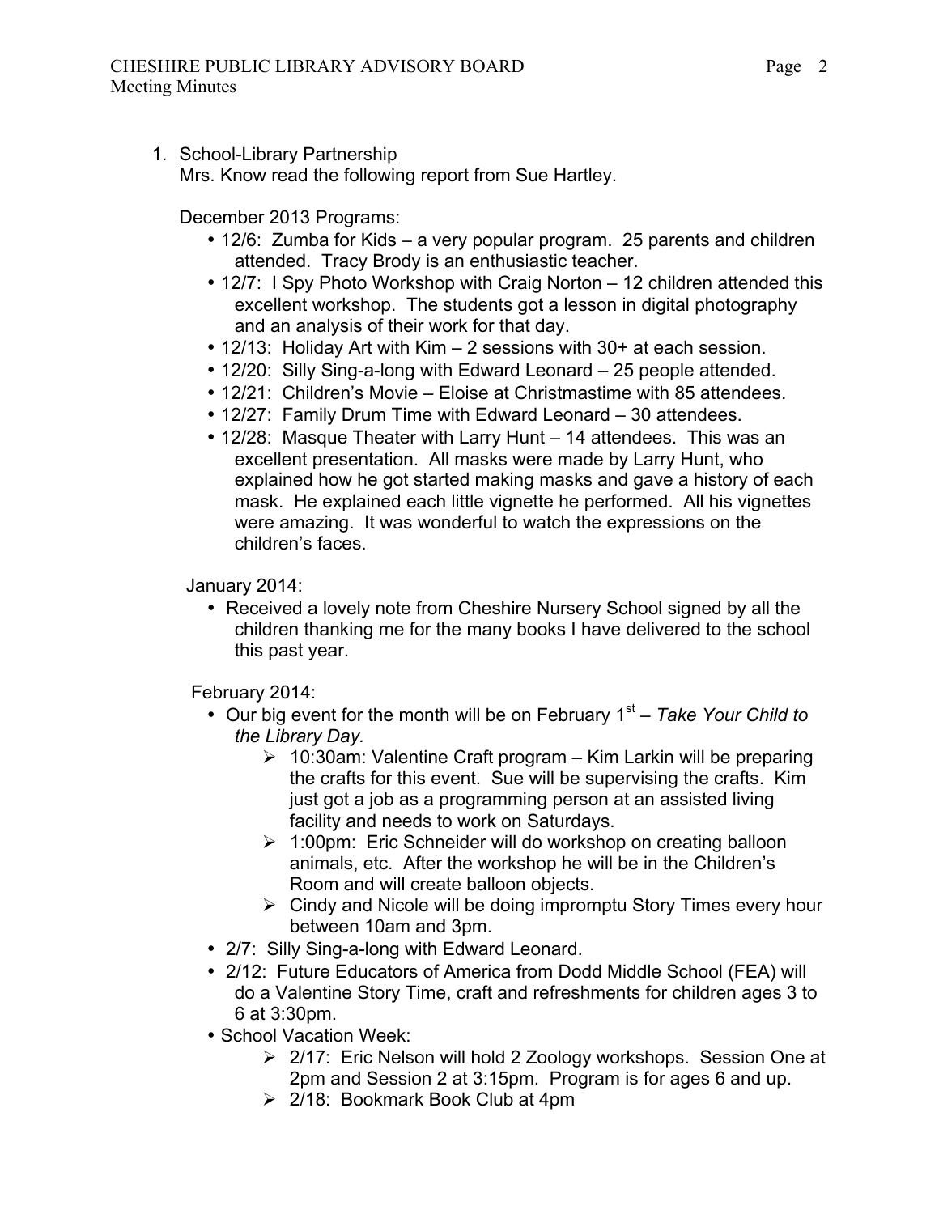1. <u>School-Library Partnership</u>

   Mrs. Know read the following report from Sue Hartley.

   December 2013 Programs:

   - 12/6: Zumba for Kids – a very popular program. 25 parents and children attended. Tracy Brody is an enthusiastic teacher.
   - 12/7: I Spy Photo Workshop with Craig Norton – 12 children attended this excellent workshop. The students got a lesson in digital photography and an analysis of their work for that day.
   - 12/13: Holiday Art with Kim – 2 sessions with 30+ at each session.
   - 12/20: Silly Sing-a-long with Edward Leonard – 25 people attended.
   - 12/21: Children's Movie – Eloise at Christmastime with 85 attendees.
   - 12/27: Family Drum Time with Edward Leonard – 30 attendees.
   - 12/28: Masque Theater with Larry Hunt – 14 attendees. This was an excellent presentation. All masks were made by Larry Hunt, who explained how he got started making masks and gave a history of each mask. He explained each little vignette he performed. All his vignettes were amazing. It was wonderful to watch the expressions on the children's faces.

   January 2014:

   - Received a lovely note from Cheshire Nursery School signed by all the children thanking me for the many books I have delivered to the school this past year.

   February 2014:

   - Our big event for the month will be on February 1st – *Take Your Child to the Library Day.*
     - 10:30am: Valentine Craft program – Kim Larkin will be preparing the crafts for this event. Sue will be supervising the crafts. Kim just got a job as a programming person at an assisted living facility and needs to work on Saturdays.
     - 1:00pm: Eric Schneider will do workshop on creating balloon animals, etc. After the workshop he will be in the Children's Room and will create balloon objects.
     - Cindy and Nicole will be doing impromptu Story Times every hour between 10am and 3pm.
   - 2/7: Silly Sing-a-long with Edward Leonard.
   - 2/12: Future Educators of America from Dodd Middle School (FEA) will do a Valentine Story Time, craft and refreshments for children ages 3 to 6 at 3:30pm.
   - School Vacation Week:
     - 2/17: Eric Nelson will hold 2 Zoology workshops. Session One at 2pm and Session 2 at 3:15pm. Program is for ages 6 and up.
     - 2/18: Bookmark Book Club at 4pm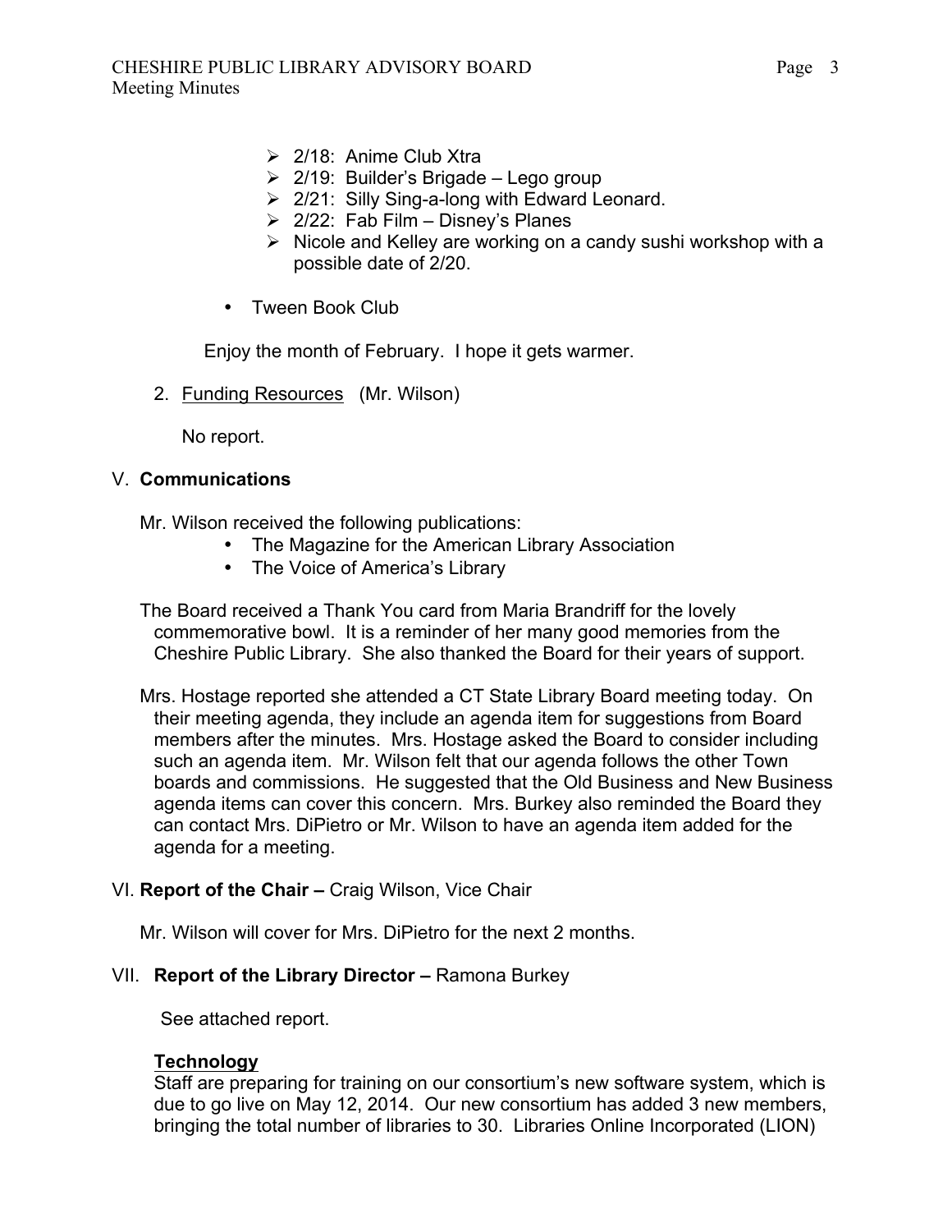- 2/18: Anime Club Xtra
- 2/19: Builder's Brigade – Lego group
- 2/21: Silly Sing-a-long with Edward Leonard.
- 2/22: Fab Film – Disney's Planes
- Nicole and Kelley are working on a candy sushi workshop with a possible date of 2/20.

- Tween Book Club

Enjoy the month of February. I hope it gets warmer.

2. Funding Resources (Mr. Wilson)

   No report.

## V. Communications

Mr. Wilson received the following publications:

- The Magazine for the American Library Association
- The Voice of America's Library

The Board received a Thank You card from Maria Brandriff for the lovely commemorative bowl. It is a reminder of her many good memories from the Cheshire Public Library. She also thanked the Board for their years of support.

Mrs. Hostage reported she attended a CT State Library Board meeting today. On their meeting agenda, they include an agenda item for suggestions from Board members after the minutes. Mrs. Hostage asked the Board to consider including such an agenda item. Mr. Wilson felt that our agenda follows the other Town boards and commissions. He suggested that the Old Business and New Business agenda items can cover this concern. Mrs. Burkey also reminded the Board they can contact Mrs. DiPietro or Mr. Wilson to have an agenda item added for the agenda for a meeting.

## VI. Report of the Chair – Craig Wilson, Vice Chair

Mr. Wilson will cover for Mrs. DiPietro for the next 2 months.

## VII. Report of the Library Director – Ramona Burkey

See attached report.

### Technology

Staff are preparing for training on our consortium's new software system, which is due to go live on May 12, 2014. Our new consortium has added 3 new members, bringing the total number of libraries to 30. Libraries Online Incorporated (LION)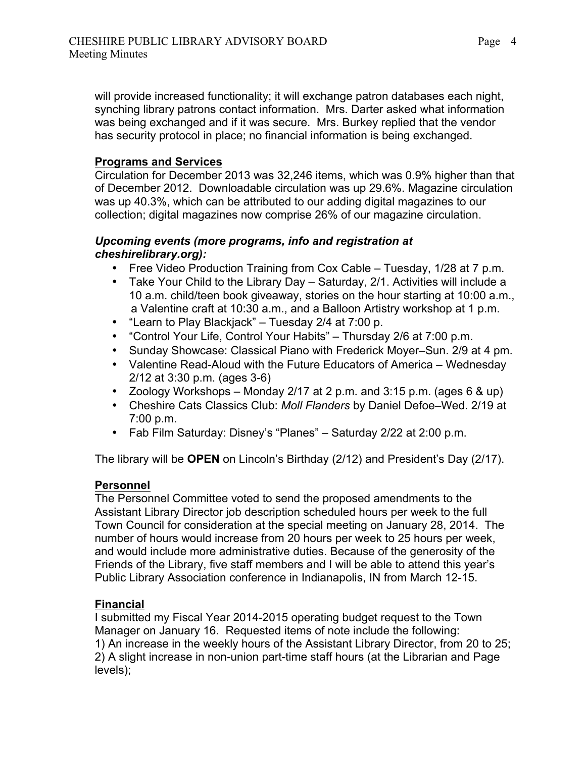will provide increased functionality; it will exchange patron databases each night, synching library patrons contact information. Mrs. Darter asked what information was being exchanged and if it was secure. Mrs. Burkey replied that the vendor has security protocol in place; no financial information is being exchanged.

## Programs and Services

Circulation for December 2013 was 32,246 items, which was 0.9% higher than that of December 2012. Downloadable circulation was up 29.6%. Magazine circulation was up 40.3%, which can be attributed to our adding digital magazines to our collection; digital magazines now comprise 26% of our magazine circulation.

***Upcoming events (more programs, info and registration at cheshirelibrary.org):***

- Free Video Production Training from Cox Cable – Tuesday, 1/28 at 7 p.m.
- Take Your Child to the Library Day – Saturday, 2/1. Activities will include a 10 a.m. child/teen book giveaway, stories on the hour starting at 10:00 a.m., a Valentine craft at 10:30 a.m., and a Balloon Artistry workshop at 1 p.m.
- "Learn to Play Blackjack" – Tuesday 2/4 at 7:00 p.
- "Control Your Life, Control Your Habits" – Thursday 2/6 at 7:00 p.m.
- Sunday Showcase: Classical Piano with Frederick Moyer–Sun. 2/9 at 4 pm.
- Valentine Read-Aloud with the Future Educators of America – Wednesday 2/12 at 3:30 p.m. (ages 3-6)
- Zoology Workshops – Monday 2/17 at 2 p.m. and 3:15 p.m. (ages 6 & up)
- Cheshire Cats Classics Club: *Moll Flanders* by Daniel Defoe–Wed. 2/19 at 7:00 p.m.
- Fab Film Saturday: Disney's "Planes" – Saturday 2/22 at 2:00 p.m.

The library will be **OPEN** on Lincoln's Birthday (2/12) and President's Day (2/17).

## Personnel

The Personnel Committee voted to send the proposed amendments to the Assistant Library Director job description scheduled hours per week to the full Town Council for consideration at the special meeting on January 28, 2014. The number of hours would increase from 20 hours per week to 25 hours per week, and would include more administrative duties. Because of the generosity of the Friends of the Library, five staff members and I will be able to attend this year's Public Library Association conference in Indianapolis, IN from March 12-15.

## Financial

I submitted my Fiscal Year 2014-2015 operating budget request to the Town Manager on January 16. Requested items of note include the following:
1) An increase in the weekly hours of the Assistant Library Director, from 20 to 25;
2) A slight increase in non-union part-time staff hours (at the Librarian and Page levels);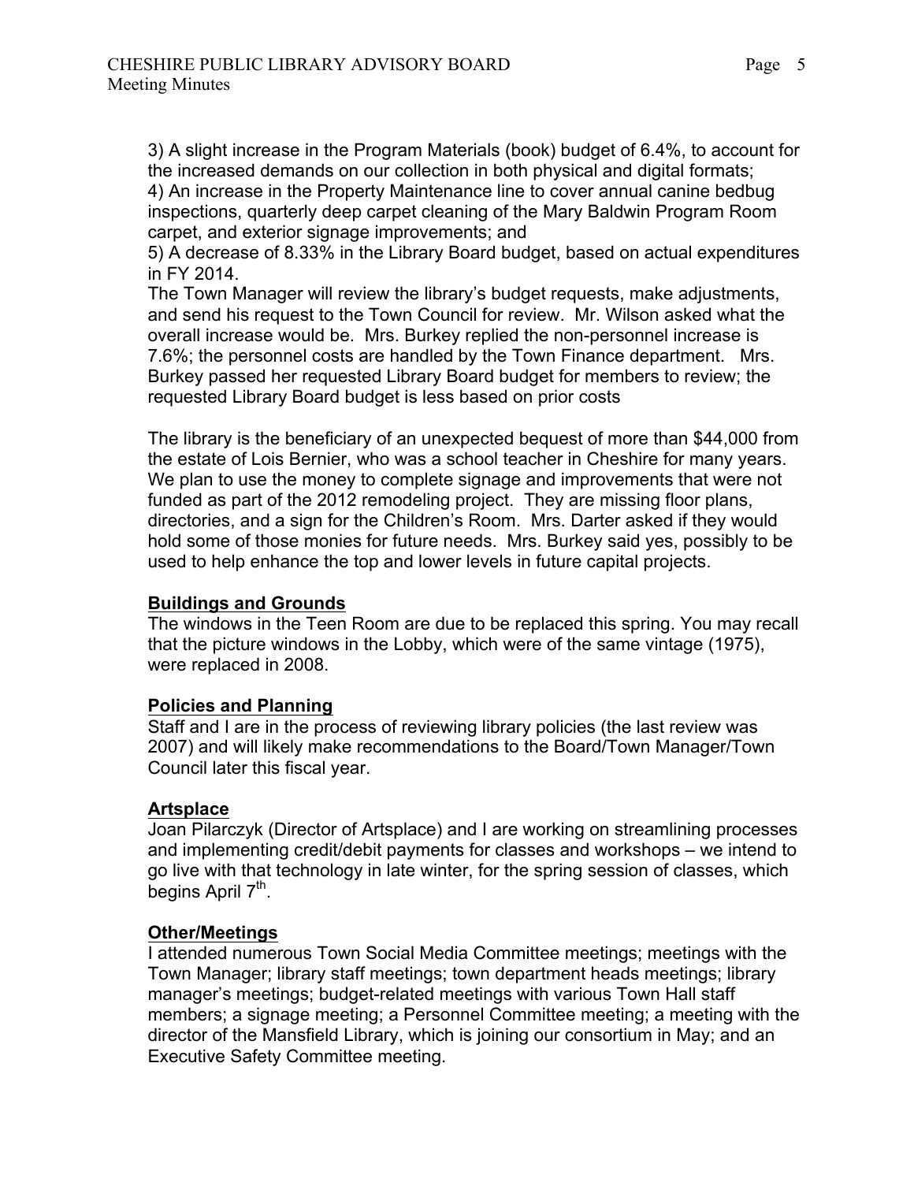3) A slight increase in the Program Materials (book) budget of 6.4%, to account for the increased demands on our collection in both physical and digital formats;
4) An increase in the Property Maintenance line to cover annual canine bedbug inspections, quarterly deep carpet cleaning of the Mary Baldwin Program Room carpet, and exterior signage improvements; and
5) A decrease of 8.33% in the Library Board budget, based on actual expenditures in FY 2014.
The Town Manager will review the library's budget requests, make adjustments, and send his request to the Town Council for review. Mr. Wilson asked what the overall increase would be. Mrs. Burkey replied the non-personnel increase is 7.6%; the personnel costs are handled by the Town Finance department. Mrs. Burkey passed her requested Library Board budget for members to review; the requested Library Board budget is less based on prior costs

The library is the beneficiary of an unexpected bequest of more than $44,000 from the estate of Lois Bernier, who was a school teacher in Cheshire for many years. We plan to use the money to complete signage and improvements that were not funded as part of the 2012 remodeling project. They are missing floor plans, directories, and a sign for the Children's Room. Mrs. Darter asked if they would hold some of those monies for future needs. Mrs. Burkey said yes, possibly to be used to help enhance the top and lower levels in future capital projects.

**Buildings and Grounds**
The windows in the Teen Room are due to be replaced this spring. You may recall that the picture windows in the Lobby, which were of the same vintage (1975), were replaced in 2008.

**Policies and Planning**
Staff and I are in the process of reviewing library policies (the last review was 2007) and will likely make recommendations to the Board/Town Manager/Town Council later this fiscal year.

**Artsplace**
Joan Pilarczyk (Director of Artsplace) and I are working on streamlining processes and implementing credit/debit payments for classes and workshops – we intend to go live with that technology in late winter, for the spring session of classes, which begins April 7th.

**Other/Meetings**
I attended numerous Town Social Media Committee meetings; meetings with the Town Manager; library staff meetings; town department heads meetings; library manager's meetings; budget-related meetings with various Town Hall staff members; a signage meeting; a Personnel Committee meeting; a meeting with the director of the Mansfield Library, which is joining our consortium in May; and an Executive Safety Committee meeting.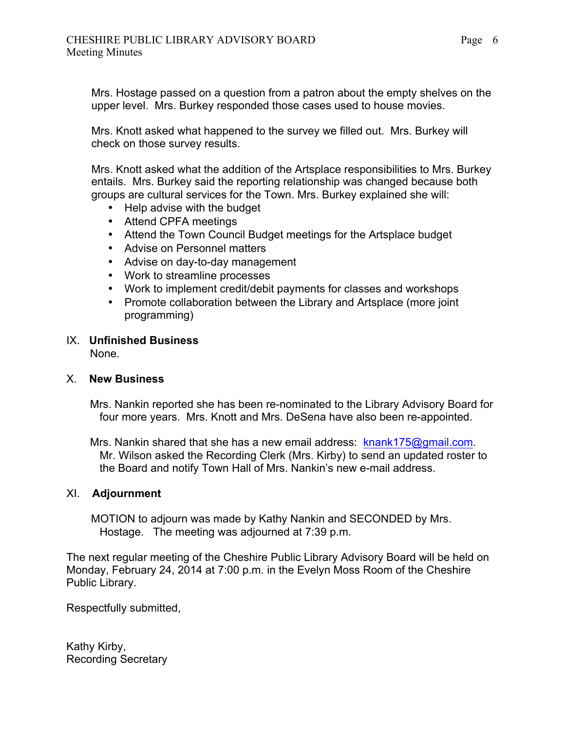Mrs. Hostage passed on a question from a patron about the empty shelves on the upper level. Mrs. Burkey responded those cases used to house movies.

Mrs. Knott asked what happened to the survey we filled out. Mrs. Burkey will check on those survey results.

Mrs. Knott asked what the addition of the Artsplace responsibilities to Mrs. Burkey entails. Mrs. Burkey said the reporting relationship was changed because both groups are cultural services for the Town. Mrs. Burkey explained she will:

- Help advise with the budget
- Attend CPFA meetings
- Attend the Town Council Budget meetings for the Artsplace budget
- Advise on Personnel matters
- Advise on day-to-day management
- Work to streamline processes
- Work to implement credit/debit payments for classes and workshops
- Promote collaboration between the Library and Artsplace (more joint programming)

## IX. Unfinished Business

None.

## X. New Business

Mrs. Nankin reported she has been re-nominated to the Library Advisory Board for four more years. Mrs. Knott and Mrs. DeSena have also been re-appointed.

Mrs. Nankin shared that she has a new email address: knank175@gmail.com. Mr. Wilson asked the Recording Clerk (Mrs. Kirby) to send an updated roster to the Board and notify Town Hall of Mrs. Nankin's new e-mail address.

## XI. Adjournment

MOTION to adjourn was made by Kathy Nankin and SECONDED by Mrs. Hostage. The meeting was adjourned at 7:39 p.m.

The next regular meeting of the Cheshire Public Library Advisory Board will be held on Monday, February 24, 2014 at 7:00 p.m. in the Evelyn Moss Room of the Cheshire Public Library.

Respectfully submitted,

Kathy Kirby,
Recording Secretary